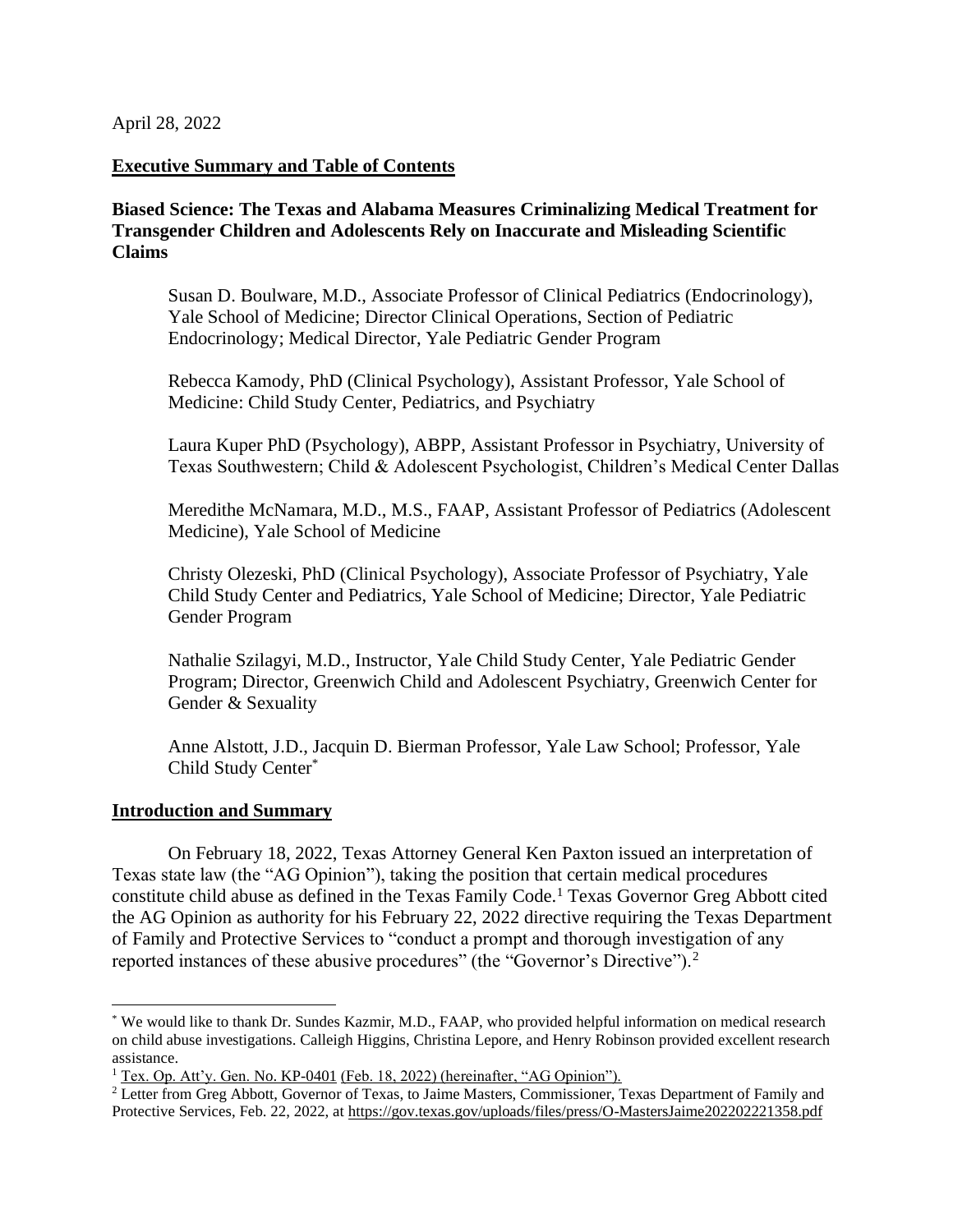April 28, 2022

**Executive Summary and Table of Contents**

**Biased Science: The Texas and Alabama Measures Criminalizing Medical Treatment for Transgender Children and Adolescents Rely on Inaccurate and Misleading Scientific Claims**

Susan D. Boulware, M.D., Associate Professor of Clinical Pediatrics (Endocrinology), Yale School of Medicine; Director Clinical Operations, Section of Pediatric Endocrinology; Medical Director, Yale Pediatric Gender Program

Rebecca Kamody, PhD (Clinical Psychology), Assistant Professor, Yale School of Medicine: Child Study Center, Pediatrics, and Psychiatry

Laura Kuper PhD (Psychology), ABPP, Assistant Professor in Psychiatry, University of Texas Southwestern; Child & Adolescent Psychologist, Children's Medical Center Dallas

Meredithe McNamara, M.D., M.S., FAAP, Assistant Professor of Pediatrics (Adolescent Medicine), Yale School of Medicine

Christy Olezeski, PhD (Clinical Psychology), Associate Professor of Psychiatry, Yale Child Study Center and Pediatrics, Yale School of Medicine; Director, Yale Pediatric Gender Program

Nathalie Szilagyi, M.D., Instructor, Yale Child Study Center, Yale Pediatric Gender Program; Director, Greenwich Child and Adolescent Psychiatry, Greenwich Center for Gender & Sexuality

Anne Alstott, J.D., Jacquin D. Bierman Professor, Yale Law School; Professor, Yale Child Study Center[*]

**Introduction and Summary**

On February 18, 2022, Texas Attorney General Ken Paxton issued an interpretation of Texas state law (the "AG Opinion"), taking the position that certain medical procedures constitute child abuse as defined in the Texas Family Code.[1] Texas Governor Greg Abbott cited the AG Opinion as authority for his February 22, 2022 directive requiring the Texas Department of Family and Protective Services to "conduct a prompt and thorough investigation of any reported instances of these abusive procedures" (the "Governor's Directive").[2]

---

[*] We would like to thank Dr. Sundes Kazmir, M.D., FAAP, who provided helpful information on medical research on child abuse investigations. Calleigh Higgins, Christina Lepore, and Henry Robinson provided excellent research assistance.

[1] Tex. Op. Att'y. Gen. No. KP-0401 (Feb. 18, 2022) (hereinafter, "AG Opinion").

[2] Letter from Greg Abbott, Governor of Texas, to Jaime Masters, Commissioner, Texas Department of Family and Protective Services, Feb. 22, 2022, at https://gov.texas.gov/uploads/files/press/O-MastersJaime202202221358.pdf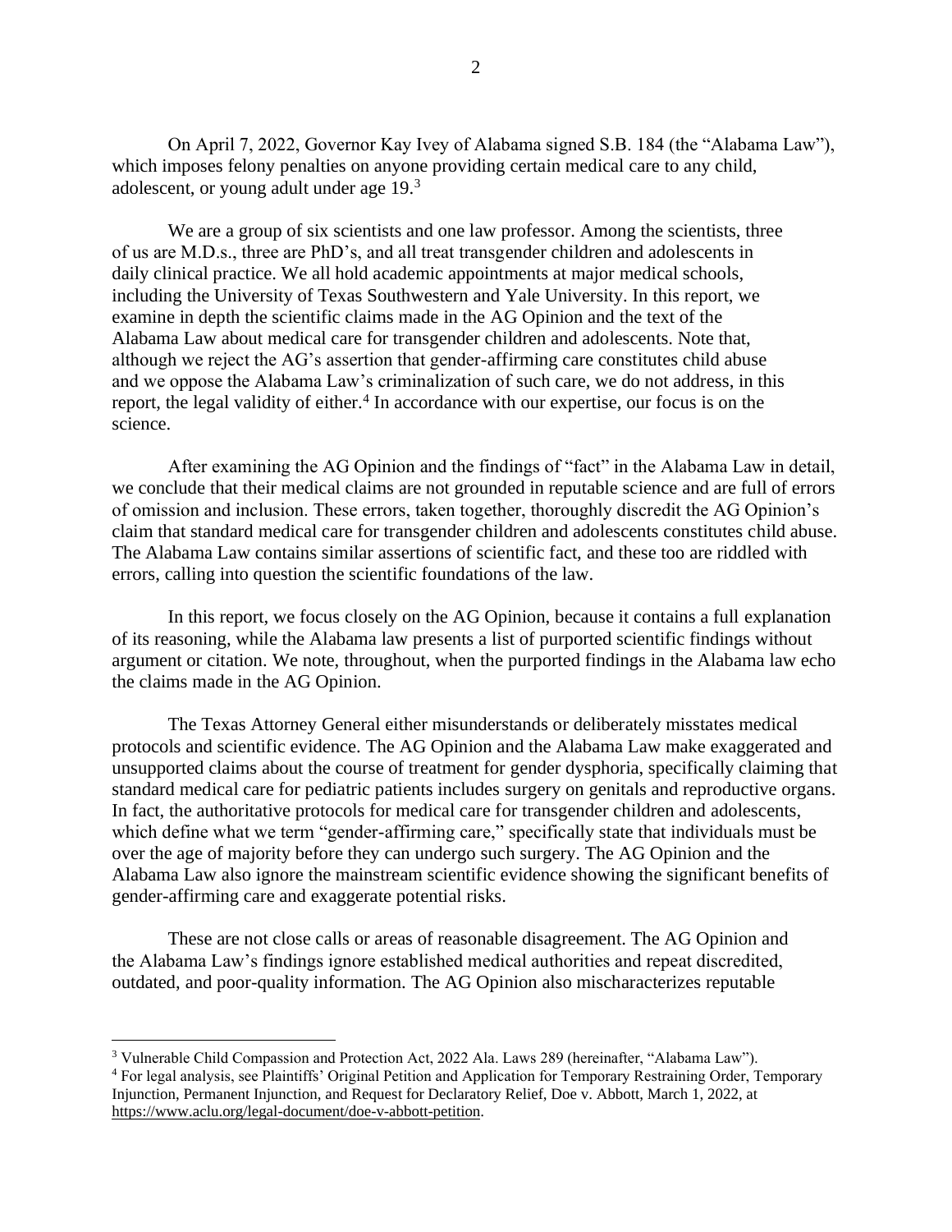On April 7, 2022, Governor Kay Ivey of Alabama signed S.B. 184 (the "Alabama Law"), which imposes felony penalties on anyone providing certain medical care to any child, adolescent, or young adult under age 19.[3]

We are a group of six scientists and one law professor. Among the scientists, three of us are M.D.s., three are PhD's, and all treat transgender children and adolescents in daily clinical practice. We all hold academic appointments at major medical schools, including the University of Texas Southwestern and Yale University. In this report, we examine in depth the scientific claims made in the AG Opinion and the text of the Alabama Law about medical care for transgender children and adolescents. Note that, although we reject the AG's assertion that gender-affirming care constitutes child abuse and we oppose the Alabama Law's criminalization of such care, we do not address, in this report, the legal validity of either.[4] In accordance with our expertise, our focus is on the science.

After examining the AG Opinion and the findings of "fact" in the Alabama Law in detail, we conclude that their medical claims are not grounded in reputable science and are full of errors of omission and inclusion. These errors, taken together, thoroughly discredit the AG Opinion's claim that standard medical care for transgender children and adolescents constitutes child abuse. The Alabama Law contains similar assertions of scientific fact, and these too are riddled with errors, calling into question the scientific foundations of the law.

In this report, we focus closely on the AG Opinion, because it contains a full explanation of its reasoning, while the Alabama law presents a list of purported scientific findings without argument or citation. We note, throughout, when the purported findings in the Alabama law echo the claims made in the AG Opinion.

The Texas Attorney General either misunderstands or deliberately misstates medical protocols and scientific evidence. The AG Opinion and the Alabama Law make exaggerated and unsupported claims about the course of treatment for gender dysphoria, specifically claiming that standard medical care for pediatric patients includes surgery on genitals and reproductive organs. In fact, the authoritative protocols for medical care for transgender children and adolescents, which define what we term "gender-affirming care," specifically state that individuals must be over the age of majority before they can undergo such surgery. The AG Opinion and the Alabama Law also ignore the mainstream scientific evidence showing the significant benefits of gender-affirming care and exaggerate potential risks.

These are not close calls or areas of reasonable disagreement. The AG Opinion and the Alabama Law's findings ignore established medical authorities and repeat discredited, outdated, and poor-quality information. The AG Opinion also mischaracterizes reputable

---

[3] Vulnerable Child Compassion and Protection Act, 2022 Ala. Laws 289 (hereinafter, "Alabama Law").

[4] For legal analysis, see Plaintiffs' Original Petition and Application for Temporary Restraining Order, Temporary Injunction, Permanent Injunction, and Request for Declaratory Relief, Doe v. Abbott, March 1, 2022, at https://www.aclu.org/legal-document/doe-v-abbott-petition.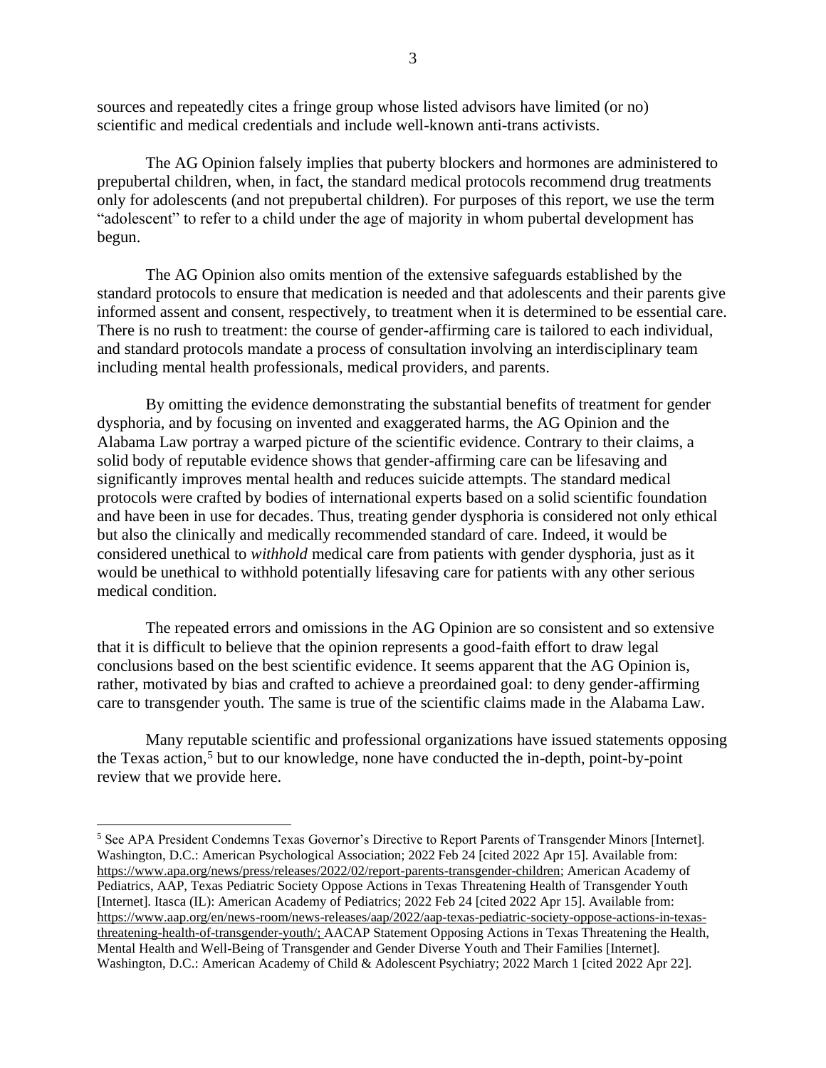sources and repeatedly cites a fringe group whose listed advisors have limited (or no) scientific and medical credentials and include well-known anti-trans activists.

The AG Opinion falsely implies that puberty blockers and hormones are administered to prepubertal children, when, in fact, the standard medical protocols recommend drug treatments only for adolescents (and not prepubertal children). For purposes of this report, we use the term "adolescent" to refer to a child under the age of majority in whom pubertal development has begun.

The AG Opinion also omits mention of the extensive safeguards established by the standard protocols to ensure that medication is needed and that adolescents and their parents give informed assent and consent, respectively, to treatment when it is determined to be essential care. There is no rush to treatment: the course of gender-affirming care is tailored to each individual, and standard protocols mandate a process of consultation involving an interdisciplinary team including mental health professionals, medical providers, and parents.

By omitting the evidence demonstrating the substantial benefits of treatment for gender dysphoria, and by focusing on invented and exaggerated harms, the AG Opinion and the Alabama Law portray a warped picture of the scientific evidence. Contrary to their claims, a solid body of reputable evidence shows that gender-affirming care can be lifesaving and significantly improves mental health and reduces suicide attempts. The standard medical protocols were crafted by bodies of international experts based on a solid scientific foundation and have been in use for decades. Thus, treating gender dysphoria is considered not only ethical but also the clinically and medically recommended standard of care. Indeed, it would be considered unethical to *withhold* medical care from patients with gender dysphoria, just as it would be unethical to withhold potentially lifesaving care for patients with any other serious medical condition.

The repeated errors and omissions in the AG Opinion are so consistent and so extensive that it is difficult to believe that the opinion represents a good-faith effort to draw legal conclusions based on the best scientific evidence. It seems apparent that the AG Opinion is, rather, motivated by bias and crafted to achieve a preordained goal: to deny gender-affirming care to transgender youth. The same is true of the scientific claims made in the Alabama Law.

Many reputable scientific and professional organizations have issued statements opposing the Texas action,[5] but to our knowledge, none have conducted the in-depth, point-by-point review that we provide here.

---

[5] See APA President Condemns Texas Governor's Directive to Report Parents of Transgender Minors [Internet]. Washington, D.C.: American Psychological Association; 2022 Feb 24 [cited 2022 Apr 15]. Available from: https://www.apa.org/news/press/releases/2022/02/report-parents-transgender-children; American Academy of Pediatrics, AAP, Texas Pediatric Society Oppose Actions in Texas Threatening Health of Transgender Youth [Internet]. Itasca (IL): American Academy of Pediatrics; 2022 Feb 24 [cited 2022 Apr 15]. Available from: https://www.aap.org/en/news-room/news-releases/aap/2022/aap-texas-pediatric-society-oppose-actions-in-texas-threatening-health-of-transgender-youth/; AACAP Statement Opposing Actions in Texas Threatening the Health, Mental Health and Well-Being of Transgender and Gender Diverse Youth and Their Families [Internet]. Washington, D.C.: American Academy of Child & Adolescent Psychiatry; 2022 March 1 [cited 2022 Apr 22].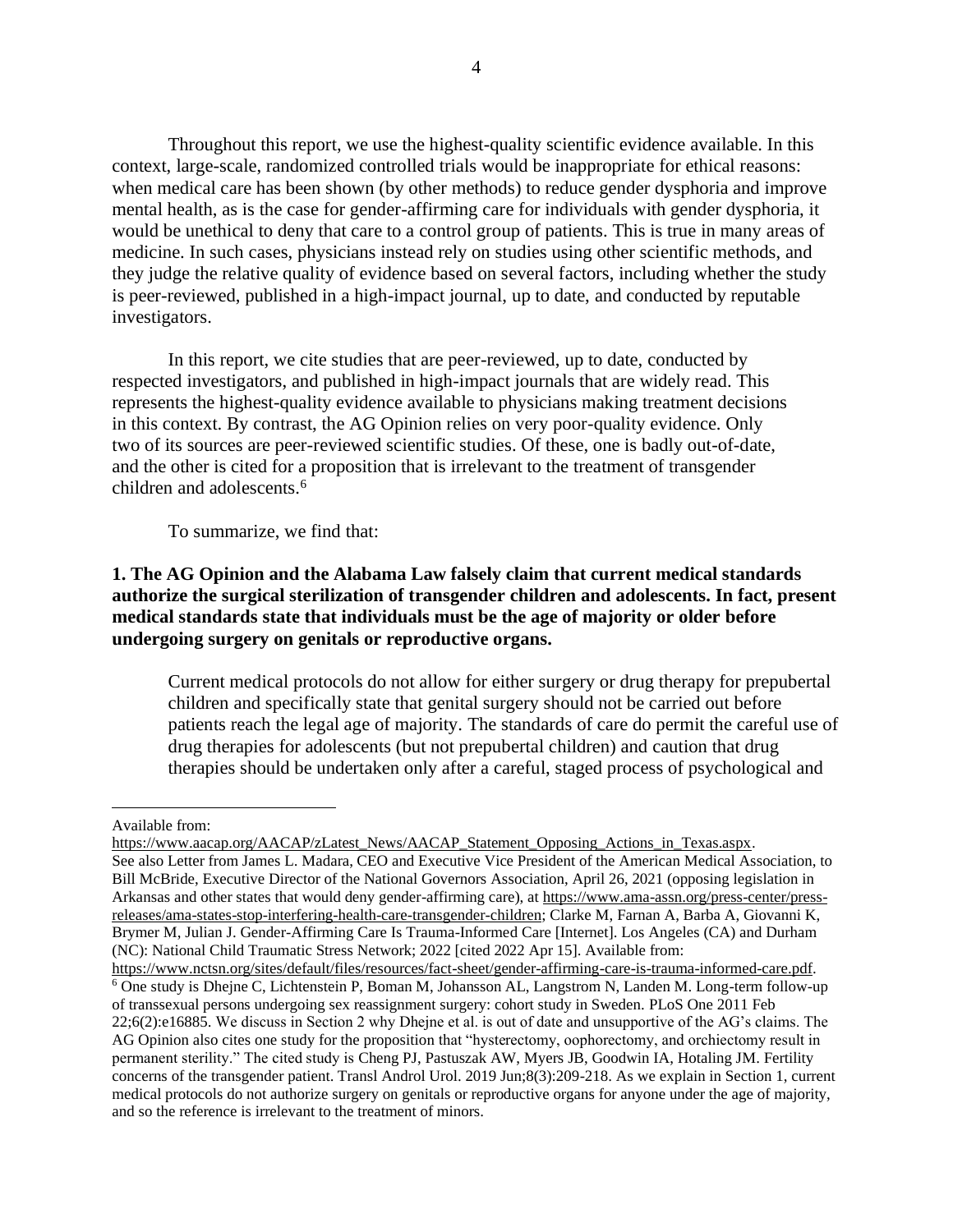Throughout this report, we use the highest-quality scientific evidence available. In this context, large-scale, randomized controlled trials would be inappropriate for ethical reasons: when medical care has been shown (by other methods) to reduce gender dysphoria and improve mental health, as is the case for gender-affirming care for individuals with gender dysphoria, it would be unethical to deny that care to a control group of patients. This is true in many areas of medicine. In such cases, physicians instead rely on studies using other scientific methods, and they judge the relative quality of evidence based on several factors, including whether the study is peer-reviewed, published in a high-impact journal, up to date, and conducted by reputable investigators.

In this report, we cite studies that are peer-reviewed, up to date, conducted by respected investigators, and published in high-impact journals that are widely read. This represents the highest-quality evidence available to physicians making treatment decisions in this context. By contrast, the AG Opinion relies on very poor-quality evidence. Only two of its sources are peer-reviewed scientific studies. Of these, one is badly out-of-date, and the other is cited for a proposition that is irrelevant to the treatment of transgender children and adolescents.[6]

To summarize, we find that:

**1. The AG Opinion and the Alabama Law falsely claim that current medical standards authorize the surgical sterilization of transgender children and adolescents. In fact, present medical standards state that individuals must be the age of majority or older before undergoing surgery on genitals or reproductive organs.**

> Current medical protocols do not allow for either surgery or drug therapy for prepubertal children and specifically state that genital surgery should not be carried out before patients reach the legal age of majority. The standards of care do permit the careful use of drug therapies for adolescents (but not prepubertal children) and caution that drug therapies should be undertaken only after a careful, staged process of psychological and

---

Available from: https://www.aacap.org/AACAP/zLatest_News/AACAP_Statement_Opposing_Actions_in_Texas.aspx. See also Letter from James L. Madara, CEO and Executive Vice President of the American Medical Association, to Bill McBride, Executive Director of the National Governors Association, April 26, 2021 (opposing legislation in Arkansas and other states that would deny gender-affirming care), at https://www.ama-assn.org/press-center/press-releases/ama-states-stop-interfering-health-care-transgender-children; Clarke M, Farnan A, Barba A, Giovanni K, Brymer M, Julian J. Gender-Affirming Care Is Trauma-Informed Care [Internet]. Los Angeles (CA) and Durham (NC): National Child Traumatic Stress Network; 2022 [cited 2022 Apr 15]. Available from: https://www.nctsn.org/sites/default/files/resources/fact-sheet/gender-affirming-care-is-trauma-informed-care.pdf.

[6] One study is Dhejne C, Lichtenstein P, Boman M, Johansson AL, Langstrom N, Landen M. Long-term follow-up of transsexual persons undergoing sex reassignment surgery: cohort study in Sweden. PLoS One 2011 Feb 22;6(2):e16885. We discuss in Section 2 why Dhejne et al. is out of date and unsupportive of the AG's claims. The AG Opinion also cites one study for the proposition that "hysterectomy, oophorectomy, and orchiectomy result in permanent sterility." The cited study is Cheng PJ, Pastuszak AW, Myers JB, Goodwin IA, Hotaling JM. Fertility concerns of the transgender patient. Transl Androl Urol. 2019 Jun;8(3):209-218. As we explain in Section 1, current medical protocols do not authorize surgery on genitals or reproductive organs for anyone under the age of majority, and so the reference is irrelevant to the treatment of minors.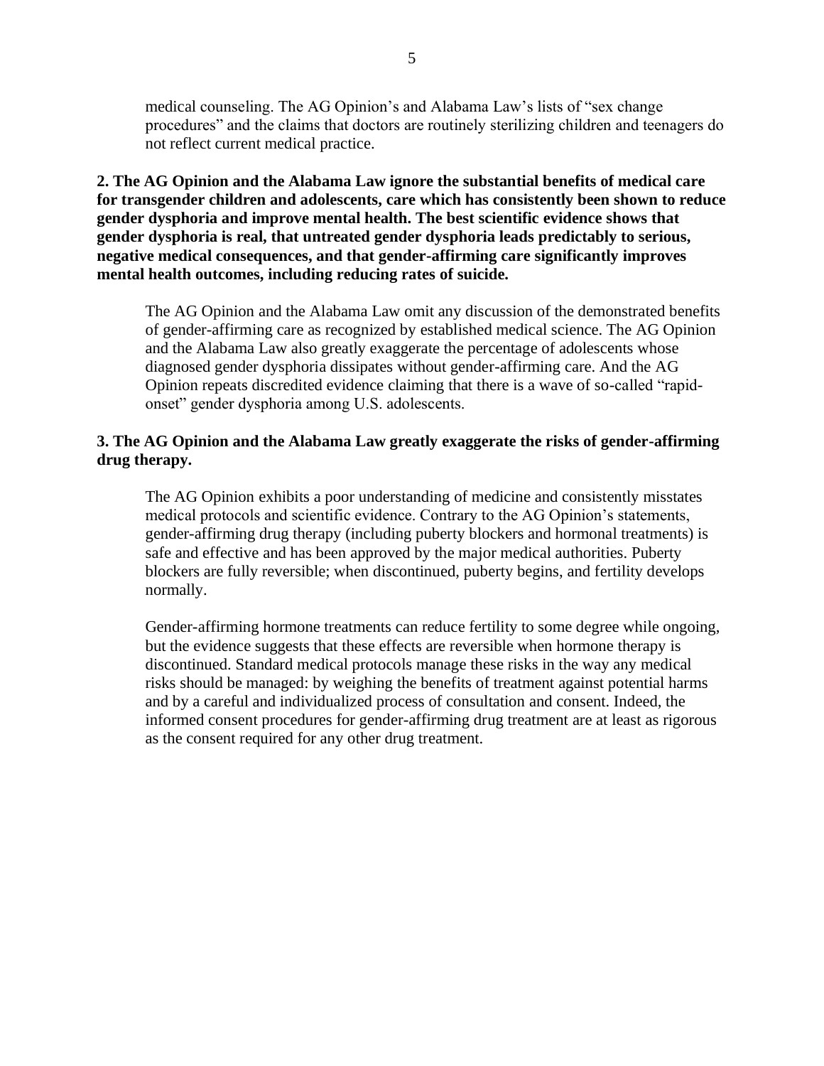medical counseling. The AG Opinion's and Alabama Law's lists of "sex change procedures" and the claims that doctors are routinely sterilizing children and teenagers do not reflect current medical practice.

**2. The AG Opinion and the Alabama Law ignore the substantial benefits of medical care for transgender children and adolescents, care which has consistently been shown to reduce gender dysphoria and improve mental health. The best scientific evidence shows that gender dysphoria is real, that untreated gender dysphoria leads predictably to serious, negative medical consequences, and that gender-affirming care significantly improves mental health outcomes, including reducing rates of suicide.**

The AG Opinion and the Alabama Law omit any discussion of the demonstrated benefits of gender-affirming care as recognized by established medical science. The AG Opinion and the Alabama Law also greatly exaggerate the percentage of adolescents whose diagnosed gender dysphoria dissipates without gender-affirming care. And the AG Opinion repeats discredited evidence claiming that there is a wave of so-called "rapid-onset" gender dysphoria among U.S. adolescents.

**3. The AG Opinion and the Alabama Law greatly exaggerate the risks of gender-affirming drug therapy.**

The AG Opinion exhibits a poor understanding of medicine and consistently misstates medical protocols and scientific evidence. Contrary to the AG Opinion's statements, gender-affirming drug therapy (including puberty blockers and hormonal treatments) is safe and effective and has been approved by the major medical authorities. Puberty blockers are fully reversible; when discontinued, puberty begins, and fertility develops normally.

Gender-affirming hormone treatments can reduce fertility to some degree while ongoing, but the evidence suggests that these effects are reversible when hormone therapy is discontinued. Standard medical protocols manage these risks in the way any medical risks should be managed: by weighing the benefits of treatment against potential harms and by a careful and individualized process of consultation and consent. Indeed, the informed consent procedures for gender-affirming drug treatment are at least as rigorous as the consent required for any other drug treatment.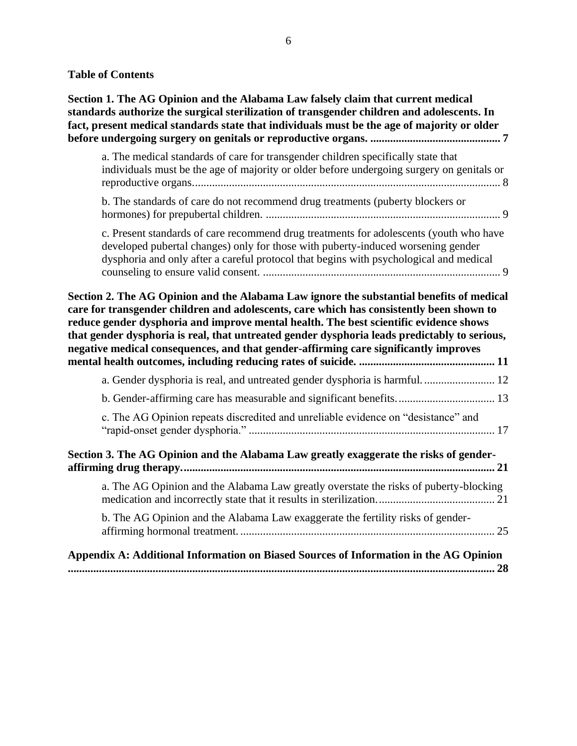**Table of Contents**

**Section 1. The AG Opinion and the Alabama Law falsely claim that current medical standards authorize the surgical sterilization of transgender children and adolescents. In fact, present medical standards state that individuals must be the age of majority or older before undergoing surgery on genitals or reproductive organs. .............................................. 7**

a. The medical standards of care for transgender children specifically state that individuals must be the age of majority or older before undergoing surgery on genitals or reproductive organs............................................................................................................. 8

b. The standards of care do not recommend drug treatments (puberty blockers or hormones) for prepubertal children. ................................................................................... 9

c. Present standards of care recommend drug treatments for adolescents (youth who have developed pubertal changes) only for those with puberty-induced worsening gender dysphoria and only after a careful protocol that begins with psychological and medical counseling to ensure valid consent. .................................................................................... 9

**Section 2. The AG Opinion and the Alabama Law ignore the substantial benefits of medical care for transgender children and adolescents, care which has consistently been shown to reduce gender dysphoria and improve mental health. The best scientific evidence shows that gender dysphoria is real, that untreated gender dysphoria leads predictably to serious, negative medical consequences, and that gender-affirming care significantly improves mental health outcomes, including reducing rates of suicide. ................................................ 11**

a. Gender dysphoria is real, and untreated gender dysphoria is harmful. ......................... 12

b. Gender-affirming care has measurable and significant benefits. .................................. 13

c. The AG Opinion repeats discredited and unreliable evidence on "desistance" and "rapid-onset gender dysphoria." ...................................................................................... 17

**Section 3. The AG Opinion and the Alabama Law greatly exaggerate the risks of gender-affirming drug therapy............................................................................................................. 21**

a. The AG Opinion and the Alabama Law greatly overstate the risks of puberty-blocking medication and incorrectly state that it results in sterilization. ........................................ 21

b. The AG Opinion and the Alabama Law exaggerate the fertility risks of gender-affirming hormonal treatment. .......................................................................................... 25

**Appendix A: Additional Information on Biased Sources of Information in the AG Opinion ....................................................................................................................................... 28**